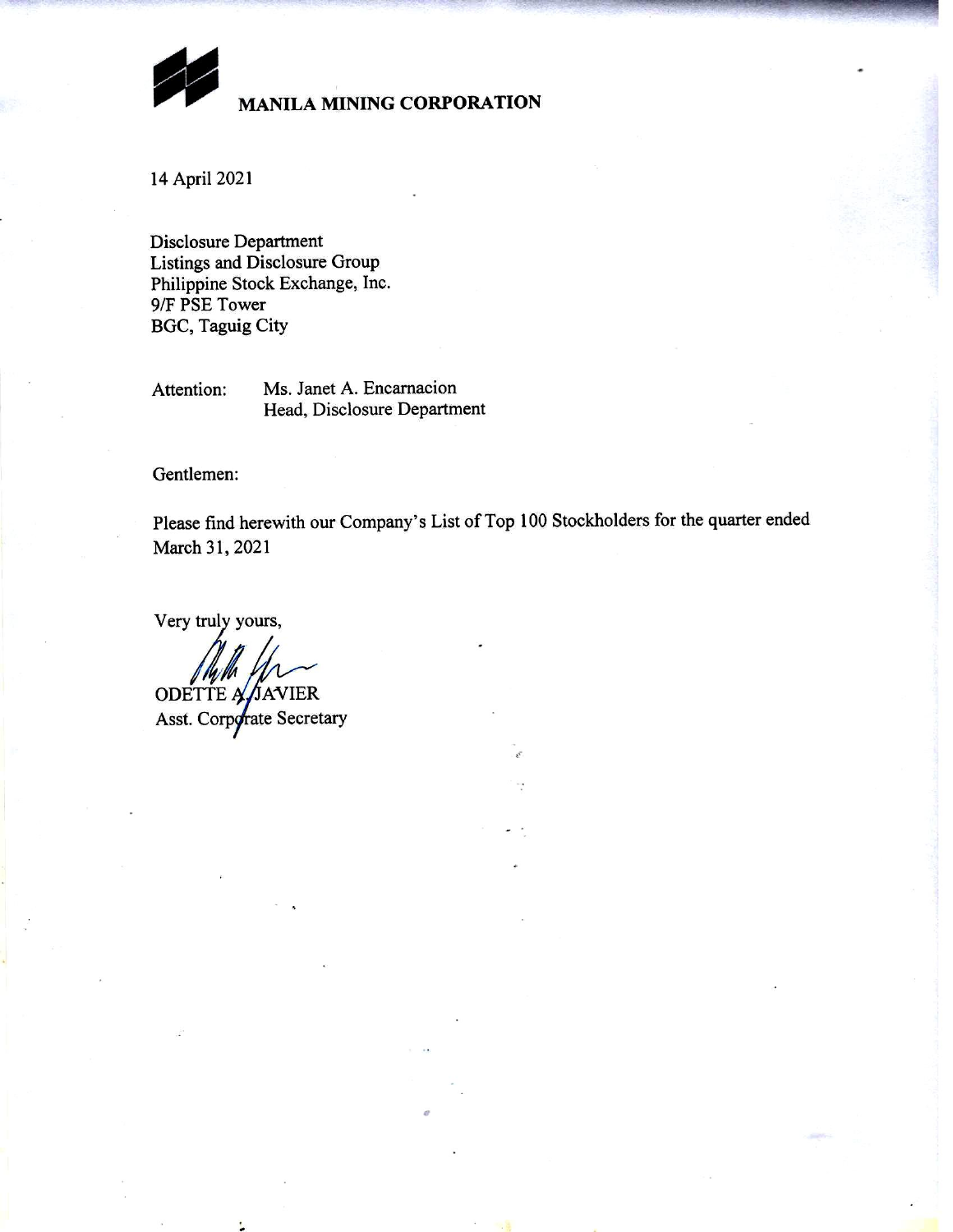**MANILA MINING CORPORATION**

14 April 2021

Disclosure Department
Listings and Disclosure Group
Philippine Stock Exchange, Inc.
9/F PSE Tower
BGC, Taguig City

Attention: Ms. Janet A. Encarnacion
Head, Disclosure Department

Gentlemen:

Please find herewith our Company's List of Top 100 Stockholders for the quarter ended March 31, 2021

Very truly yours,

ODETTE A. JAVIER
Asst. Corporate Secretary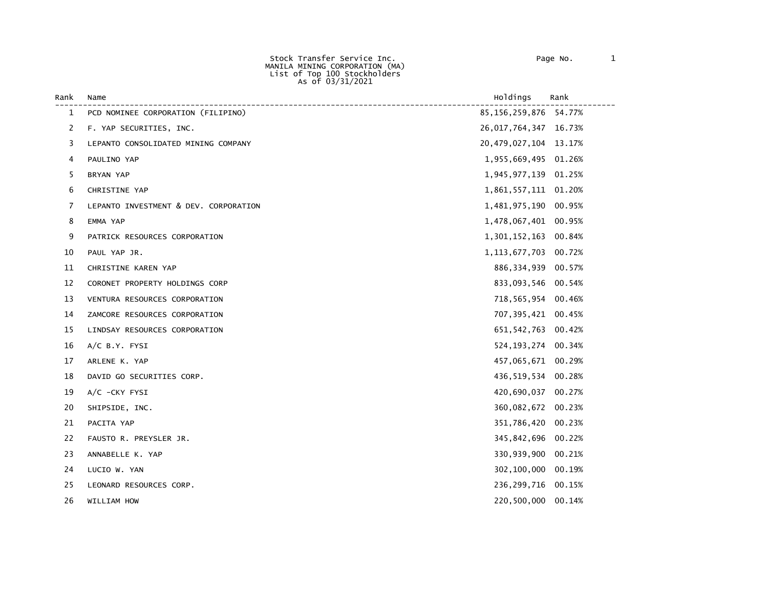Stock Transfer Service Inc.
MANILA MINING CORPORATION (MA)
List of Top 100 Stockholders
As of 03/31/2021

| Rank | Name | Holdings | Rank |
|---|---|---|---|
| 1 | PCD NOMINEE CORPORATION (FILIPINO) | 85,156,259,876 | 54.77% |
| 2 | F. YAP SECURITIES, INC. | 26,017,764,347 | 16.73% |
| 3 | LEPANTO CONSOLIDATED MINING COMPANY | 20,479,027,104 | 13.17% |
| 4 | PAULINO YAP | 1,955,669,495 | 01.26% |
| 5 | BRYAN YAP | 1,945,977,139 | 01.25% |
| 6 | CHRISTINE YAP | 1,861,557,111 | 01.20% |
| 7 | LEPANTO INVESTMENT & DEV. CORPORATION | 1,481,975,190 | 00.95% |
| 8 | EMMA YAP | 1,478,067,401 | 00.95% |
| 9 | PATRICK RESOURCES CORPORATION | 1,301,152,163 | 00.84% |
| 10 | PAUL YAP JR. | 1,113,677,703 | 00.72% |
| 11 | CHRISTINE KAREN YAP | 886,334,939 | 00.57% |
| 12 | CORONET PROPERTY HOLDINGS CORP | 833,093,546 | 00.54% |
| 13 | VENTURA RESOURCES CORPORATION | 718,565,954 | 00.46% |
| 14 | ZAMCORE RESOURCES CORPORATION | 707,395,421 | 00.45% |
| 15 | LINDSAY RESOURCES CORPORATION | 651,542,763 | 00.42% |
| 16 | A/C B.Y. FYSI | 524,193,274 | 00.34% |
| 17 | ARLENE K. YAP | 457,065,671 | 00.29% |
| 18 | DAVID GO SECURITIES CORP. | 436,519,534 | 00.28% |
| 19 | A/C -CKY FYSI | 420,690,037 | 00.27% |
| 20 | SHIPSIDE, INC. | 360,082,672 | 00.23% |
| 21 | PACITA YAP | 351,786,420 | 00.23% |
| 22 | FAUSTO R. PREYSLER JR. | 345,842,696 | 00.22% |
| 23 | ANNABELLE K. YAP | 330,939,900 | 00.21% |
| 24 | LUCIO W. YAN | 302,100,000 | 00.19% |
| 25 | LEONARD RESOURCES CORP. | 236,299,716 | 00.15% |
| 26 | WILLIAM HOW | 220,500,000 | 00.14% |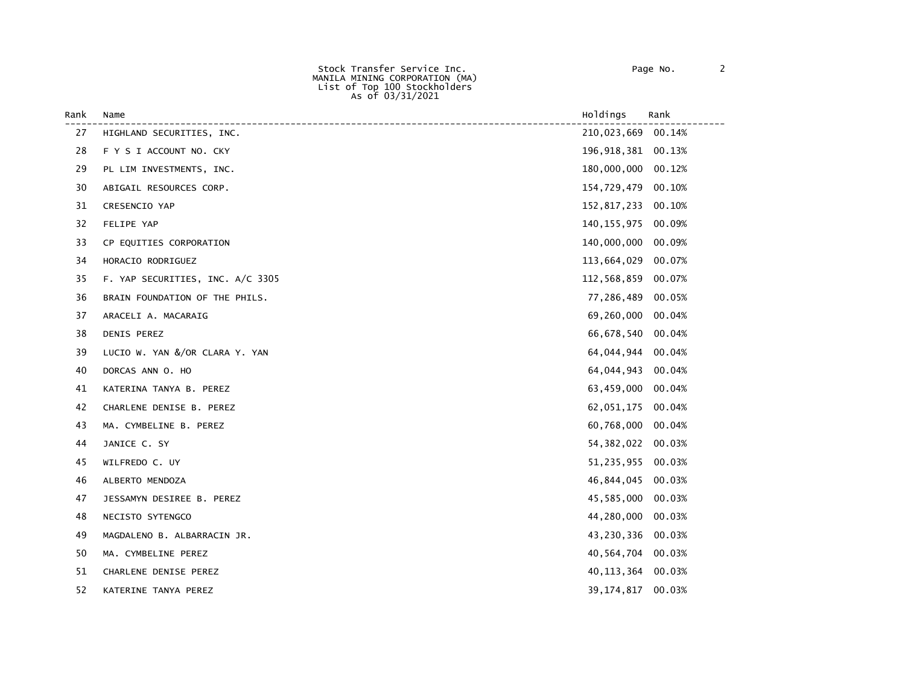Stock Transfer Service Inc.
MANILA MINING CORPORATION (MA)
List of Top 100 Stockholders
As of 03/31/2021

| Rank | Name | Holdings | Rank |
|---|---|---|---|
| 27 | HIGHLAND SECURITIES, INC. | 210,023,669 | 00.14% |
| 28 | F Y S I ACCOUNT NO. CKY | 196,918,381 | 00.13% |
| 29 | PL LIM INVESTMENTS, INC. | 180,000,000 | 00.12% |
| 30 | ABIGAIL RESOURCES CORP. | 154,729,479 | 00.10% |
| 31 | CRESENCIO YAP | 152,817,233 | 00.10% |
| 32 | FELIPE YAP | 140,155,975 | 00.09% |
| 33 | CP EQUITIES CORPORATION | 140,000,000 | 00.09% |
| 34 | HORACIO RODRIGUEZ | 113,664,029 | 00.07% |
| 35 | F. YAP SECURITIES, INC. A/C 3305 | 112,568,859 | 00.07% |
| 36 | BRAIN FOUNDATION OF THE PHILS. | 77,286,489 | 00.05% |
| 37 | ARACELI A. MACARAIG | 69,260,000 | 00.04% |
| 38 | DENIS PEREZ | 66,678,540 | 00.04% |
| 39 | LUCIO W. YAN &/OR CLARA Y. YAN | 64,044,944 | 00.04% |
| 40 | DORCAS ANN O. HO | 64,044,943 | 00.04% |
| 41 | KATERINA TANYA B. PEREZ | 63,459,000 | 00.04% |
| 42 | CHARLENE DENISE B. PEREZ | 62,051,175 | 00.04% |
| 43 | MA. CYMBELINE B. PEREZ | 60,768,000 | 00.04% |
| 44 | JANICE C. SY | 54,382,022 | 00.03% |
| 45 | WILFREDO C. UY | 51,235,955 | 00.03% |
| 46 | ALBERTO MENDOZA | 46,844,045 | 00.03% |
| 47 | JESSAMYN DESIREE B. PEREZ | 45,585,000 | 00.03% |
| 48 | NECISTO SYTENGCO | 44,280,000 | 00.03% |
| 49 | MAGDALENO B. ALBARRACIN JR. | 43,230,336 | 00.03% |
| 50 | MA. CYMBELINE PEREZ | 40,564,704 | 00.03% |
| 51 | CHARLENE DENISE PEREZ | 40,113,364 | 00.03% |
| 52 | KATERINE TANYA PEREZ | 39,174,817 | 00.03% |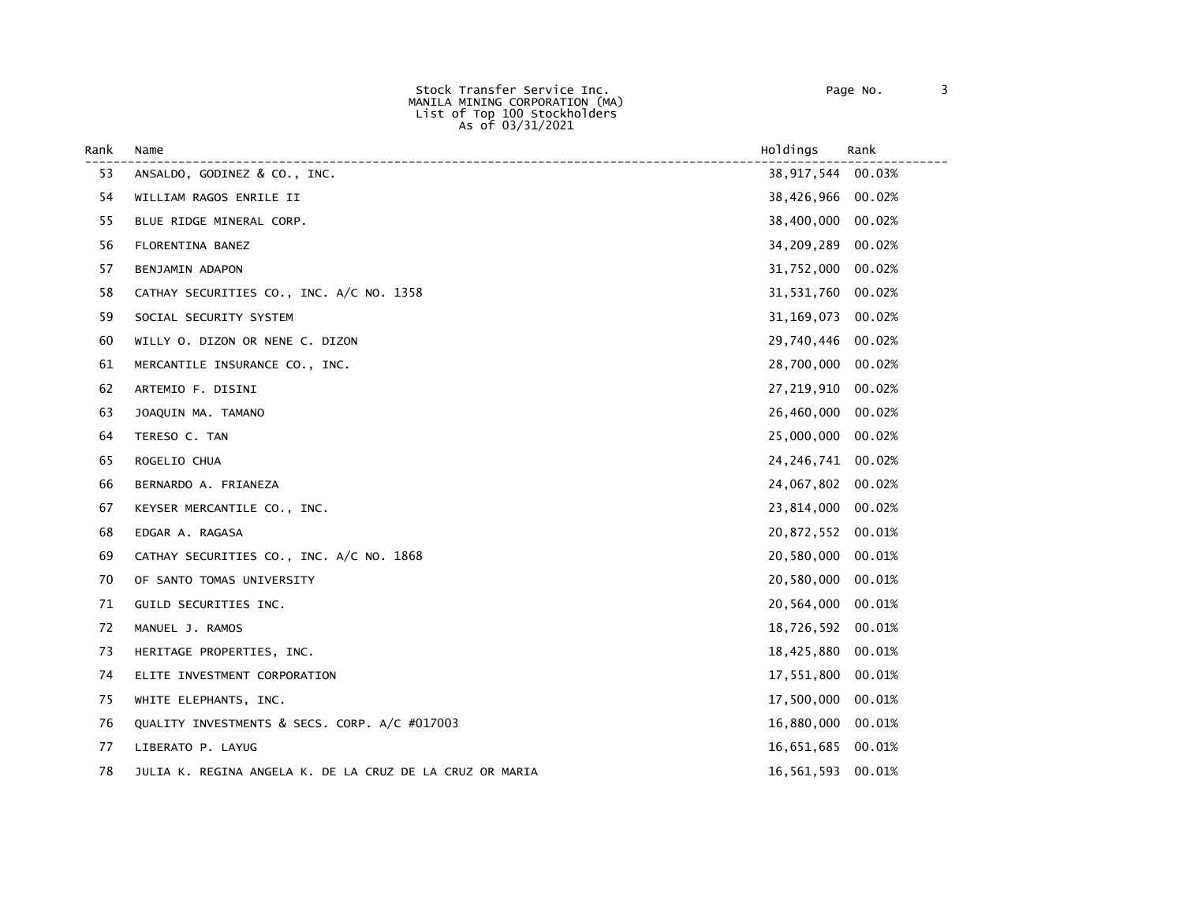Stock Transfer Service Inc.
MANILA MINING CORPORATION (MA)
List of Top 100 Stockholders
As of 03/31/2021

| Rank | Name | Holdings | Rank |
|---|---|---|---|
| 53 | ANSALDO, GODINEZ & CO., INC. | 38,917,544 | 00.03% |
| 54 | WILLIAM RAGOS ENRILE II | 38,426,966 | 00.02% |
| 55 | BLUE RIDGE MINERAL CORP. | 38,400,000 | 00.02% |
| 56 | FLORENTINA BANEZ | 34,209,289 | 00.02% |
| 57 | BENJAMIN ADAPON | 31,752,000 | 00.02% |
| 58 | CATHAY SECURITIES CO., INC. A/C NO. 1358 | 31,531,760 | 00.02% |
| 59 | SOCIAL SECURITY SYSTEM | 31,169,073 | 00.02% |
| 60 | WILLY O. DIZON OR NENE C. DIZON | 29,740,446 | 00.02% |
| 61 | MERCANTILE INSURANCE CO., INC. | 28,700,000 | 00.02% |
| 62 | ARTEMIO F. DISINI | 27,219,910 | 00.02% |
| 63 | JOAQUIN MA. TAMANO | 26,460,000 | 00.02% |
| 64 | TERESO C. TAN | 25,000,000 | 00.02% |
| 65 | ROGELIO CHUA | 24,246,741 | 00.02% |
| 66 | BERNARDO A. FRIANEZA | 24,067,802 | 00.02% |
| 67 | KEYSER MERCANTILE CO., INC. | 23,814,000 | 00.02% |
| 68 | EDGAR A. RAGASA | 20,872,552 | 00.01% |
| 69 | CATHAY SECURITIES CO., INC. A/C NO. 1868 | 20,580,000 | 00.01% |
| 70 | OF SANTO TOMAS UNIVERSITY | 20,580,000 | 00.01% |
| 71 | GUILD SECURITIES INC. | 20,564,000 | 00.01% |
| 72 | MANUEL J. RAMOS | 18,726,592 | 00.01% |
| 73 | HERITAGE PROPERTIES, INC. | 18,425,880 | 00.01% |
| 74 | ELITE INVESTMENT CORPORATION | 17,551,800 | 00.01% |
| 75 | WHITE ELEPHANTS, INC. | 17,500,000 | 00.01% |
| 76 | QUALITY INVESTMENTS & SECS. CORP. A/C #017003 | 16,880,000 | 00.01% |
| 77 | LIBERATO P. LAYUG | 16,651,685 | 00.01% |
| 78 | JULIA K. REGINA ANGELA K. DE LA CRUZ DE LA CRUZ OR MARIA | 16,561,593 | 00.01% |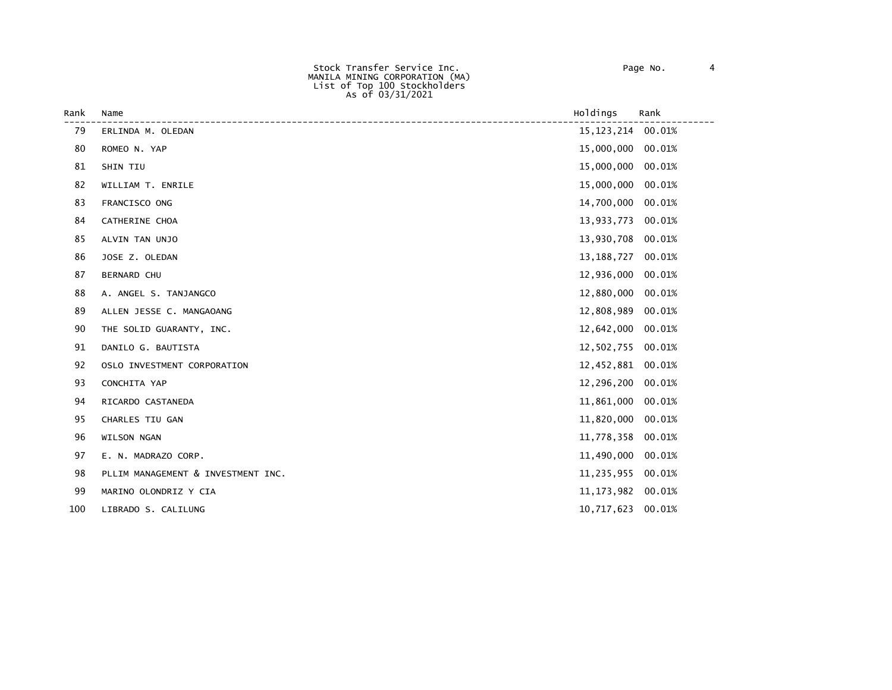Stock Transfer Service Inc.
MANILA MINING CORPORATION (MA)
List of Top 100 Stockholders
As of 03/31/2021

| Rank | Name | Holdings | Rank |
|---|---|---|---|
| 79 | ERLINDA M. OLEDAN | 15,123,214 | 00.01% |
| 80 | ROMEO N. YAP | 15,000,000 | 00.01% |
| 81 | SHIN TIU | 15,000,000 | 00.01% |
| 82 | WILLIAM T. ENRILE | 15,000,000 | 00.01% |
| 83 | FRANCISCO ONG | 14,700,000 | 00.01% |
| 84 | CATHERINE CHOA | 13,933,773 | 00.01% |
| 85 | ALVIN TAN UNJO | 13,930,708 | 00.01% |
| 86 | JOSE Z. OLEDAN | 13,188,727 | 00.01% |
| 87 | BERNARD CHU | 12,936,000 | 00.01% |
| 88 | A. ANGEL S. TANJANGCO | 12,880,000 | 00.01% |
| 89 | ALLEN JESSE C. MANGAOANG | 12,808,989 | 00.01% |
| 90 | THE SOLID GUARANTY, INC. | 12,642,000 | 00.01% |
| 91 | DANILO G. BAUTISTA | 12,502,755 | 00.01% |
| 92 | OSLO INVESTMENT CORPORATION | 12,452,881 | 00.01% |
| 93 | CONCHITA YAP | 12,296,200 | 00.01% |
| 94 | RICARDO CASTANEDA | 11,861,000 | 00.01% |
| 95 | CHARLES TIU GAN | 11,820,000 | 00.01% |
| 96 | WILSON NGAN | 11,778,358 | 00.01% |
| 97 | E. N. MADRAZO CORP. | 11,490,000 | 00.01% |
| 98 | PLLIM MANAGEMENT & INVESTMENT INC. | 11,235,955 | 00.01% |
| 99 | MARINO OLONDRIZ Y CIA | 11,173,982 | 00.01% |
| 100 | LIBRADO S. CALILUNG | 10,717,623 | 00.01% |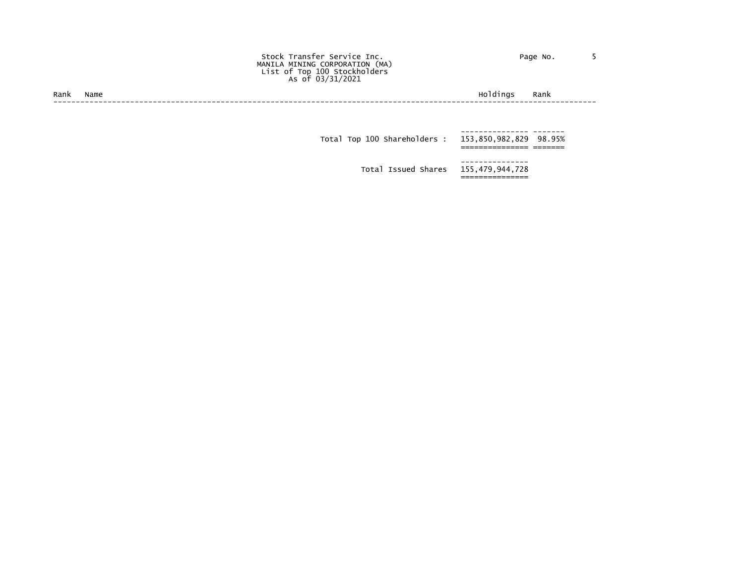Stock Transfer Service Inc.
MANILA MINING CORPORATION (MA)
List of Top 100 Stockholders
As of 03/31/2021

| Rank | Name | Holdings | Rank |
|---|---|---|---|
| | Total Top 100 Shareholders : | 153,850,982,829 | 98.95% |
| | Total Issued Shares | 155,479,944,728 | |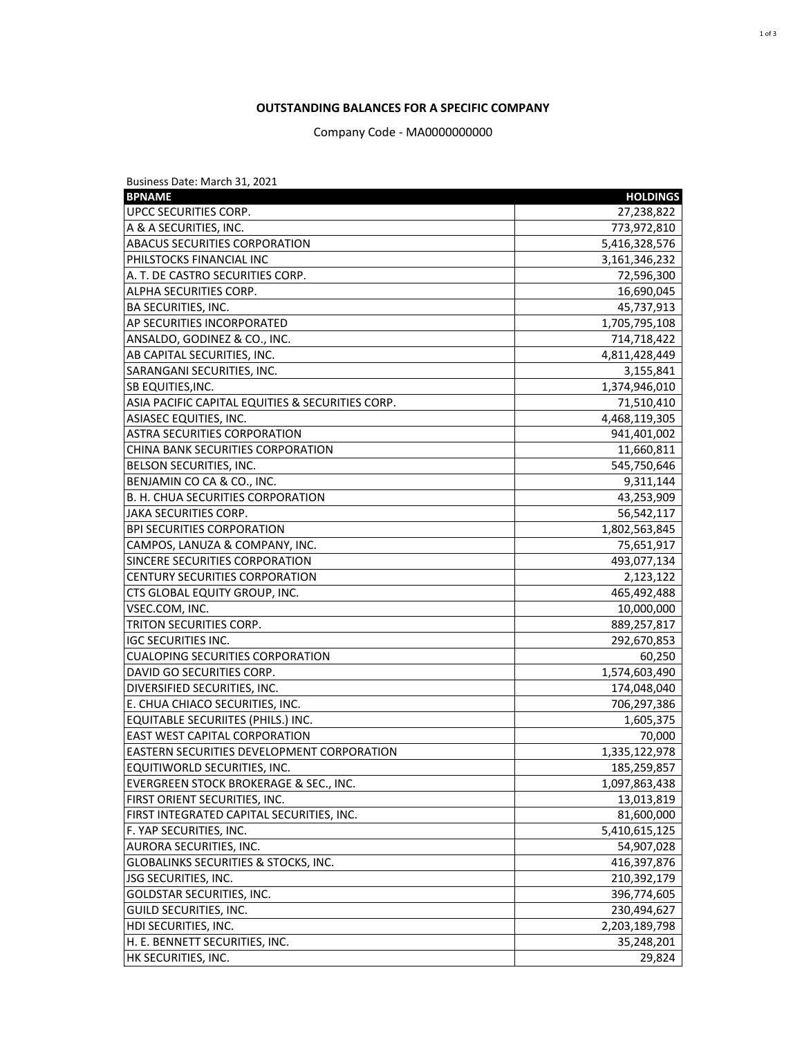**OUTSTANDING BALANCES FOR A SPECIFIC COMPANY**

Company Code - MA0000000000

Business Date: March 31, 2021

| BPNAME | HOLDINGS |
|---|---|
| UPCC SECURITIES CORP. | 27,238,822 |
| A & A SECURITIES, INC. | 773,972,810 |
| ABACUS SECURITIES CORPORATION | 5,416,328,576 |
| PHILSTOCKS FINANCIAL INC | 3,161,346,232 |
| A. T. DE CASTRO SECURITIES CORP. | 72,596,300 |
| ALPHA SECURITIES CORP. | 16,690,045 |
| BA SECURITIES, INC. | 45,737,913 |
| AP SECURITIES INCORPORATED | 1,705,795,108 |
| ANSALDO, GODINEZ & CO., INC. | 714,718,422 |
| AB CAPITAL SECURITIES, INC. | 4,811,428,449 |
| SARANGANI SECURITIES, INC. | 3,155,841 |
| SB EQUITIES,INC. | 1,374,946,010 |
| ASIA PACIFIC CAPITAL EQUITIES & SECURITIES CORP. | 71,510,410 |
| ASIASEC EQUITIES, INC. | 4,468,119,305 |
| ASTRA SECURITIES CORPORATION | 941,401,002 |
| CHINA BANK SECURITIES CORPORATION | 11,660,811 |
| BELSON SECURITIES, INC. | 545,750,646 |
| BENJAMIN CO CA & CO., INC. | 9,311,144 |
| B. H. CHUA SECURITIES CORPORATION | 43,253,909 |
| JAKA SECURITIES CORP. | 56,542,117 |
| BPI SECURITIES CORPORATION | 1,802,563,845 |
| CAMPOS, LANUZA & COMPANY, INC. | 75,651,917 |
| SINCERE SECURITIES CORPORATION | 493,077,134 |
| CENTURY SECURITIES CORPORATION | 2,123,122 |
| CTS GLOBAL EQUITY GROUP, INC. | 465,492,488 |
| VSEC.COM, INC. | 10,000,000 |
| TRITON SECURITIES CORP. | 889,257,817 |
| IGC SECURITIES INC. | 292,670,853 |
| CUALOPING SECURITIES CORPORATION | 60,250 |
| DAVID GO SECURITIES CORP. | 1,574,603,490 |
| DIVERSIFIED SECURITIES, INC. | 174,048,040 |
| E. CHUA CHIACO SECURITIES, INC. | 706,297,386 |
| EQUITABLE SECURIITES (PHILS.) INC. | 1,605,375 |
| EAST WEST CAPITAL CORPORATION | 70,000 |
| EASTERN SECURITIES DEVELOPMENT CORPORATION | 1,335,122,978 |
| EQUITIWORLD SECURITIES, INC. | 185,259,857 |
| EVERGREEN STOCK BROKERAGE & SEC., INC. | 1,097,863,438 |
| FIRST ORIENT SECURITIES, INC. | 13,013,819 |
| FIRST INTEGRATED CAPITAL SECURITIES, INC. | 81,600,000 |
| F. YAP SECURITIES, INC. | 5,410,615,125 |
| AURORA SECURITIES, INC. | 54,907,028 |
| GLOBALINKS SECURITIES & STOCKS, INC. | 416,397,876 |
| JSG SECURITIES, INC. | 210,392,179 |
| GOLDSTAR SECURITIES, INC. | 396,774,605 |
| GUILD SECURITIES, INC. | 230,494,627 |
| HDI SECURITIES, INC. | 2,203,189,798 |
| H. E. BENNETT SECURITIES, INC. | 35,248,201 |
| HK SECURITIES, INC. | 29,824 |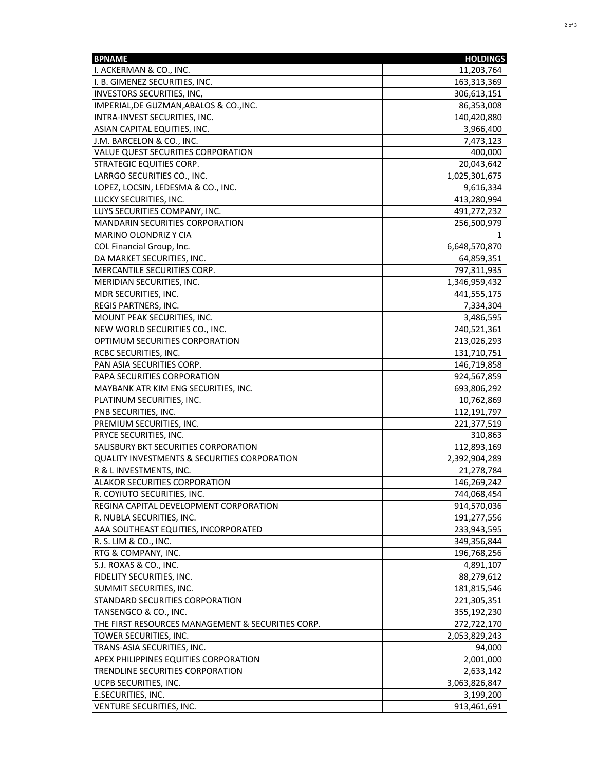| BPNAME | HOLDINGS |
| --- | --- |
| I. ACKERMAN & CO., INC. | 11,203,764 |
| I. B. GIMENEZ SECURITIES, INC. | 163,313,369 |
| INVESTORS SECURITIES, INC, | 306,613,151 |
| IMPERIAL,DE GUZMAN,ABALOS & CO.,INC. | 86,353,008 |
| INTRA-INVEST SECURITIES, INC. | 140,420,880 |
| ASIAN CAPITAL EQUITIES, INC. | 3,966,400 |
| J.M. BARCELON & CO., INC. | 7,473,123 |
| VALUE QUEST SECURITIES CORPORATION | 400,000 |
| STRATEGIC EQUITIES CORP. | 20,043,642 |
| LARRGO SECURITIES CO., INC. | 1,025,301,675 |
| LOPEZ, LOCSIN, LEDESMA & CO., INC. | 9,616,334 |
| LUCKY SECURITIES, INC. | 413,280,994 |
| LUYS SECURITIES COMPANY, INC. | 491,272,232 |
| MANDARIN SECURITIES CORPORATION | 256,500,979 |
| MARINO OLONDRIZ Y CIA | 1 |
| COL Financial Group, Inc. | 6,648,570,870 |
| DA MARKET SECURITIES, INC. | 64,859,351 |
| MERCANTILE SECURITIES CORP. | 797,311,935 |
| MERIDIAN SECURITIES, INC. | 1,346,959,432 |
| MDR SECURITIES, INC. | 441,555,175 |
| REGIS PARTNERS, INC. | 7,334,304 |
| MOUNT PEAK SECURITIES, INC. | 3,486,595 |
| NEW WORLD SECURITIES CO., INC. | 240,521,361 |
| OPTIMUM SECURITIES CORPORATION | 213,026,293 |
| RCBC SECURITIES, INC. | 131,710,751 |
| PAN ASIA SECURITIES CORP. | 146,719,858 |
| PAPA SECURITIES CORPORATION | 924,567,859 |
| MAYBANK ATR KIM ENG SECURITIES, INC. | 693,806,292 |
| PLATINUM SECURITIES, INC. | 10,762,869 |
| PNB SECURITIES, INC. | 112,191,797 |
| PREMIUM SECURITIES, INC. | 221,377,519 |
| PRYCE SECURITIES, INC. | 310,863 |
| SALISBURY BKT SECURITIES CORPORATION | 112,893,169 |
| QUALITY INVESTMENTS & SECURITIES CORPORATION | 2,392,904,289 |
| R & L INVESTMENTS, INC. | 21,278,784 |
| ALAKOR SECURITIES CORPORATION | 146,269,242 |
| R. COYIUTO SECURITIES, INC. | 744,068,454 |
| REGINA CAPITAL DEVELOPMENT CORPORATION | 914,570,036 |
| R. NUBLA SECURITIES, INC. | 191,277,556 |
| AAA SOUTHEAST EQUITIES, INCORPORATED | 233,943,595 |
| R. S. LIM & CO., INC. | 349,356,844 |
| RTG & COMPANY, INC. | 196,768,256 |
| S.J. ROXAS & CO., INC. | 4,891,107 |
| FIDELITY SECURITIES, INC. | 88,279,612 |
| SUMMIT SECURITIES, INC. | 181,815,546 |
| STANDARD SECURITIES CORPORATION | 221,305,351 |
| TANSENGCO & CO., INC. | 355,192,230 |
| THE FIRST RESOURCES MANAGEMENT & SECURITIES CORP. | 272,722,170 |
| TOWER SECURITIES, INC. | 2,053,829,243 |
| TRANS-ASIA SECURITIES, INC. | 94,000 |
| APEX PHILIPPINES EQUITIES CORPORATION | 2,001,000 |
| TRENDLINE SECURITIES CORPORATION | 2,633,142 |
| UCPB SECURITIES, INC. | 3,063,826,847 |
| E.SECURITIES, INC. | 3,199,200 |
| VENTURE SECURITIES, INC. | 913,461,691 |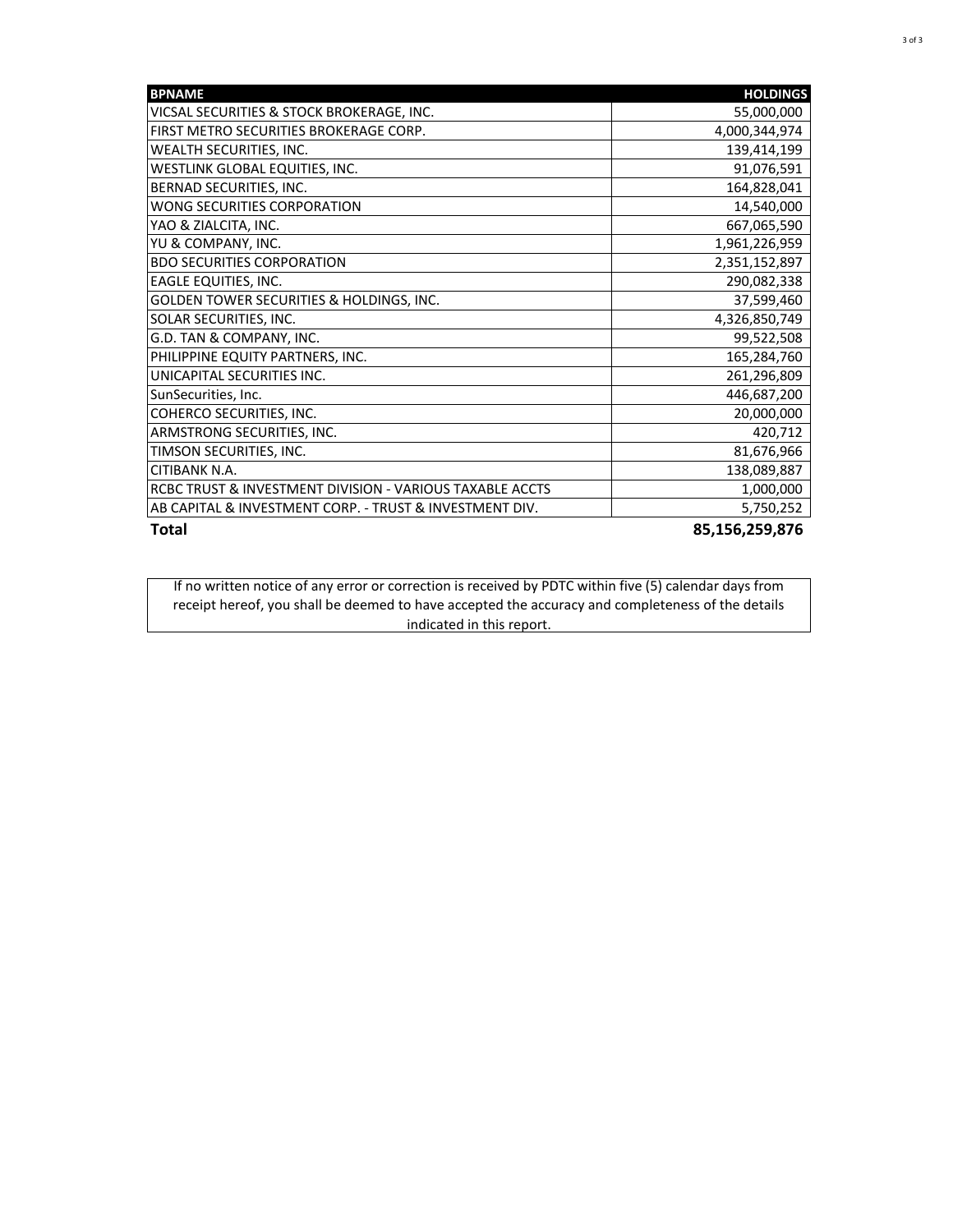| BPNAME | HOLDINGS |
|---|---|
| VICSAL SECURITIES & STOCK BROKERAGE, INC. | 55,000,000 |
| FIRST METRO SECURITIES BROKERAGE CORP. | 4,000,344,974 |
| WEALTH SECURITIES, INC. | 139,414,199 |
| WESTLINK GLOBAL EQUITIES, INC. | 91,076,591 |
| BERNAD SECURITIES, INC. | 164,828,041 |
| WONG SECURITIES CORPORATION | 14,540,000 |
| YAO & ZIALCITA, INC. | 667,065,590 |
| YU & COMPANY, INC. | 1,961,226,959 |
| BDO SECURITIES CORPORATION | 2,351,152,897 |
| EAGLE EQUITIES, INC. | 290,082,338 |
| GOLDEN TOWER SECURITIES & HOLDINGS, INC. | 37,599,460 |
| SOLAR SECURITIES, INC. | 4,326,850,749 |
| G.D. TAN & COMPANY, INC. | 99,522,508 |
| PHILIPPINE EQUITY PARTNERS, INC. | 165,284,760 |
| UNICAPITAL SECURITIES INC. | 261,296,809 |
| SunSecurities, Inc. | 446,687,200 |
| COHERCO SECURITIES, INC. | 20,000,000 |
| ARMSTRONG SECURITIES, INC. | 420,712 |
| TIMSON SECURITIES, INC. | 81,676,966 |
| CITIBANK N.A. | 138,089,887 |
| RCBC TRUST & INVESTMENT DIVISION - VARIOUS TAXABLE ACCTS | 1,000,000 |
| AB CAPITAL & INVESTMENT CORP. - TRUST & INVESTMENT DIV. | 5,750,252 |
| **Total** | **85,156,259,876** |

If no written notice of any error or correction is received by PDTC within five (5) calendar days from receipt hereof, you shall be deemed to have accepted the accuracy and completeness of the details indicated in this report.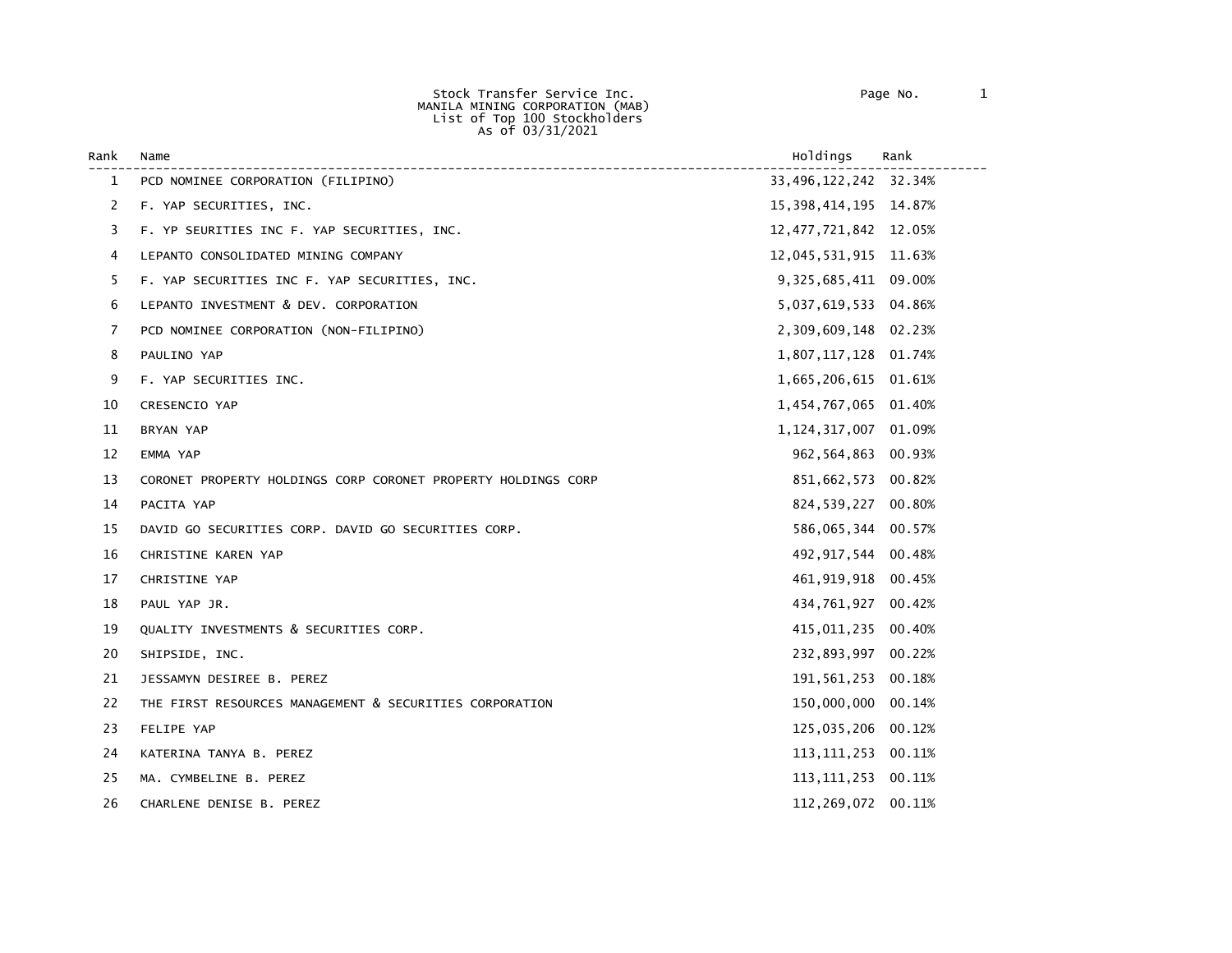Stock Transfer Service Inc.
MANILA MINING CORPORATION (MAB)
List of Top 100 Stockholders
As of 03/31/2021

| Rank | Name | Holdings | Rank |
|---|---|---|---|
| 1 | PCD NOMINEE CORPORATION (FILIPINO) | 33,496,122,242 | 32.34% |
| 2 | F. YAP SECURITIES, INC. | 15,398,414,195 | 14.87% |
| 3 | F. YP SEURITIES INC F. YAP SECURITIES, INC. | 12,477,721,842 | 12.05% |
| 4 | LEPANTO CONSOLIDATED MINING COMPANY | 12,045,531,915 | 11.63% |
| 5 | F. YAP SECURITIES INC F. YAP SECURITIES, INC. | 9,325,685,411 | 09.00% |
| 6 | LEPANTO INVESTMENT & DEV. CORPORATION | 5,037,619,533 | 04.86% |
| 7 | PCD NOMINEE CORPORATION (NON-FILIPINO) | 2,309,609,148 | 02.23% |
| 8 | PAULINO YAP | 1,807,117,128 | 01.74% |
| 9 | F. YAP SECURITIES INC. | 1,665,206,615 | 01.61% |
| 10 | CRESENCIO YAP | 1,454,767,065 | 01.40% |
| 11 | BRYAN YAP | 1,124,317,007 | 01.09% |
| 12 | EMMA YAP | 962,564,863 | 00.93% |
| 13 | CORONET PROPERTY HOLDINGS CORP CORONET PROPERTY HOLDINGS CORP | 851,662,573 | 00.82% |
| 14 | PACITA YAP | 824,539,227 | 00.80% |
| 15 | DAVID GO SECURITIES CORP. DAVID GO SECURITIES CORP. | 586,065,344 | 00.57% |
| 16 | CHRISTINE KAREN YAP | 492,917,544 | 00.48% |
| 17 | CHRISTINE YAP | 461,919,918 | 00.45% |
| 18 | PAUL YAP JR. | 434,761,927 | 00.42% |
| 19 | QUALITY INVESTMENTS & SECURITIES CORP. | 415,011,235 | 00.40% |
| 20 | SHIPSIDE, INC. | 232,893,997 | 00.22% |
| 21 | JESSAMYN DESIREE B. PEREZ | 191,561,253 | 00.18% |
| 22 | THE FIRST RESOURCES MANAGEMENT & SECURITIES CORPORATION | 150,000,000 | 00.14% |
| 23 | FELIPE YAP | 125,035,206 | 00.12% |
| 24 | KATERINA TANYA B. PEREZ | 113,111,253 | 00.11% |
| 25 | MA. CYMBELINE B. PEREZ | 113,111,253 | 00.11% |
| 26 | CHARLENE DENISE B. PEREZ | 112,269,072 | 00.11% |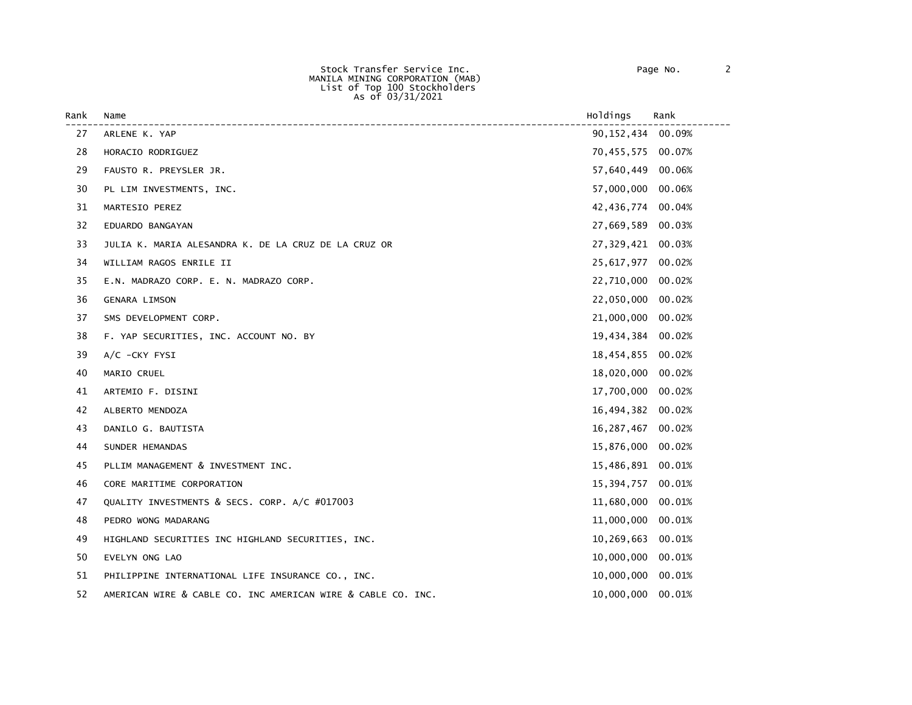Stock Transfer Service Inc.
MANILA MINING CORPORATION (MAB)
List of Top 100 Stockholders
As of 03/31/2021

| Rank | Name | Holdings | Rank |
|---|---|---|---|
| 27 | ARLENE K. YAP | 90,152,434 | 00.09% |
| 28 | HORACIO RODRIGUEZ | 70,455,575 | 00.07% |
| 29 | FAUSTO R. PREYSLER JR. | 57,640,449 | 00.06% |
| 30 | PL LIM INVESTMENTS, INC. | 57,000,000 | 00.06% |
| 31 | MARTESIO PEREZ | 42,436,774 | 00.04% |
| 32 | EDUARDO BANGAYAN | 27,669,589 | 00.03% |
| 33 | JULIA K. MARIA ALESANDRA K. DE LA CRUZ DE LA CRUZ OR | 27,329,421 | 00.03% |
| 34 | WILLIAM RAGOS ENRILE II | 25,617,977 | 00.02% |
| 35 | E.N. MADRAZO CORP. E. N. MADRAZO CORP. | 22,710,000 | 00.02% |
| 36 | GENARA LIMSON | 22,050,000 | 00.02% |
| 37 | SMS DEVELOPMENT CORP. | 21,000,000 | 00.02% |
| 38 | F. YAP SECURITIES, INC. ACCOUNT NO. BY | 19,434,384 | 00.02% |
| 39 | A/C -CKY FYSI | 18,454,855 | 00.02% |
| 40 | MARIO CRUEL | 18,020,000 | 00.02% |
| 41 | ARTEMIO F. DISINI | 17,700,000 | 00.02% |
| 42 | ALBERTO MENDOZA | 16,494,382 | 00.02% |
| 43 | DANILO G. BAUTISTA | 16,287,467 | 00.02% |
| 44 | SUNDER HEMANDAS | 15,876,000 | 00.02% |
| 45 | PLLIM MANAGEMENT & INVESTMENT INC. | 15,486,891 | 00.01% |
| 46 | CORE MARITIME CORPORATION | 15,394,757 | 00.01% |
| 47 | QUALITY INVESTMENTS & SECS. CORP. A/C #017003 | 11,680,000 | 00.01% |
| 48 | PEDRO WONG MADARANG | 11,000,000 | 00.01% |
| 49 | HIGHLAND SECURITIES INC HIGHLAND SECURITIES, INC. | 10,269,663 | 00.01% |
| 50 | EVELYN ONG LAO | 10,000,000 | 00.01% |
| 51 | PHILIPPINE INTERNATIONAL LIFE INSURANCE CO., INC. | 10,000,000 | 00.01% |
| 52 | AMERICAN WIRE & CABLE CO. INC AMERICAN WIRE & CABLE CO. INC. | 10,000,000 | 00.01% |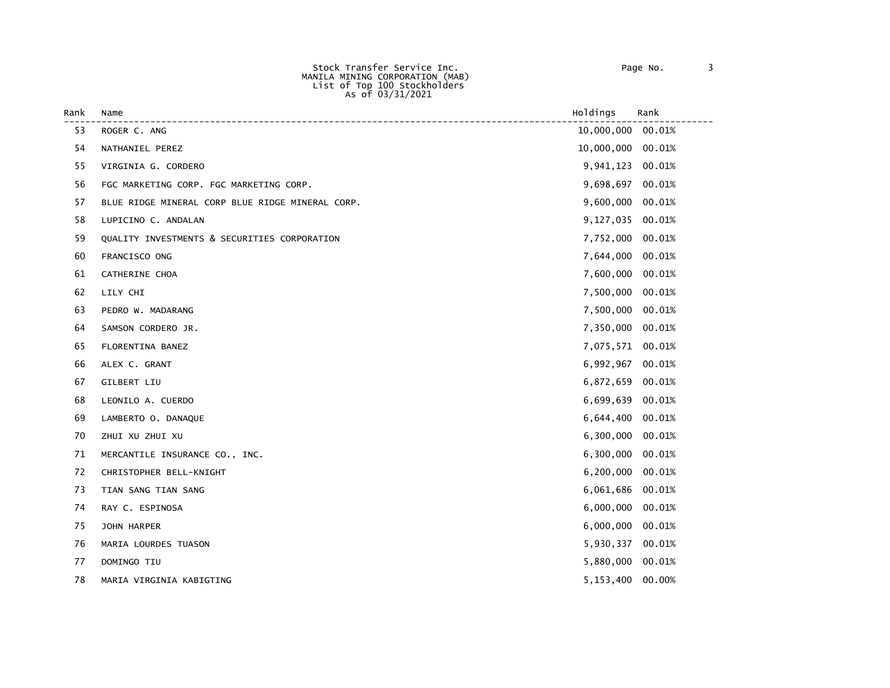Stock Transfer Service Inc.
MANILA MINING CORPORATION (MAB)
List of Top 100 Stockholders
As of 03/31/2021

| Rank | Name | Holdings | Rank |
|---|---|---|---|
| 53 | ROGER C. ANG | 10,000,000 | 00.01% |
| 54 | NATHANIEL PEREZ | 10,000,000 | 00.01% |
| 55 | VIRGINIA G. CORDERO | 9,941,123 | 00.01% |
| 56 | FGC MARKETING CORP. FGC MARKETING CORP. | 9,698,697 | 00.01% |
| 57 | BLUE RIDGE MINERAL CORP BLUE RIDGE MINERAL CORP. | 9,600,000 | 00.01% |
| 58 | LUPICINO C. ANDALAN | 9,127,035 | 00.01% |
| 59 | QUALITY INVESTMENTS & SECURITIES CORPORATION | 7,752,000 | 00.01% |
| 60 | FRANCISCO ONG | 7,644,000 | 00.01% |
| 61 | CATHERINE CHOA | 7,600,000 | 00.01% |
| 62 | LILY CHI | 7,500,000 | 00.01% |
| 63 | PEDRO W. MADARANG | 7,500,000 | 00.01% |
| 64 | SAMSON CORDERO JR. | 7,350,000 | 00.01% |
| 65 | FLORENTINA BANEZ | 7,075,571 | 00.01% |
| 66 | ALEX C. GRANT | 6,992,967 | 00.01% |
| 67 | GILBERT LIU | 6,872,659 | 00.01% |
| 68 | LEONILO A. CUERDO | 6,699,639 | 00.01% |
| 69 | LAMBERTO O. DANAQUE | 6,644,400 | 00.01% |
| 70 | ZHUI XU ZHUI XU | 6,300,000 | 00.01% |
| 71 | MERCANTILE INSURANCE CO., INC. | 6,300,000 | 00.01% |
| 72 | CHRISTOPHER BELL-KNIGHT | 6,200,000 | 00.01% |
| 73 | TIAN SANG TIAN SANG | 6,061,686 | 00.01% |
| 74 | RAY C. ESPINOSA | 6,000,000 | 00.01% |
| 75 | JOHN HARPER | 6,000,000 | 00.01% |
| 76 | MARIA LOURDES TUASON | 5,930,337 | 00.01% |
| 77 | DOMINGO TIU | 5,880,000 | 00.01% |
| 78 | MARIA VIRGINIA KABIGTING | 5,153,400 | 00.00% |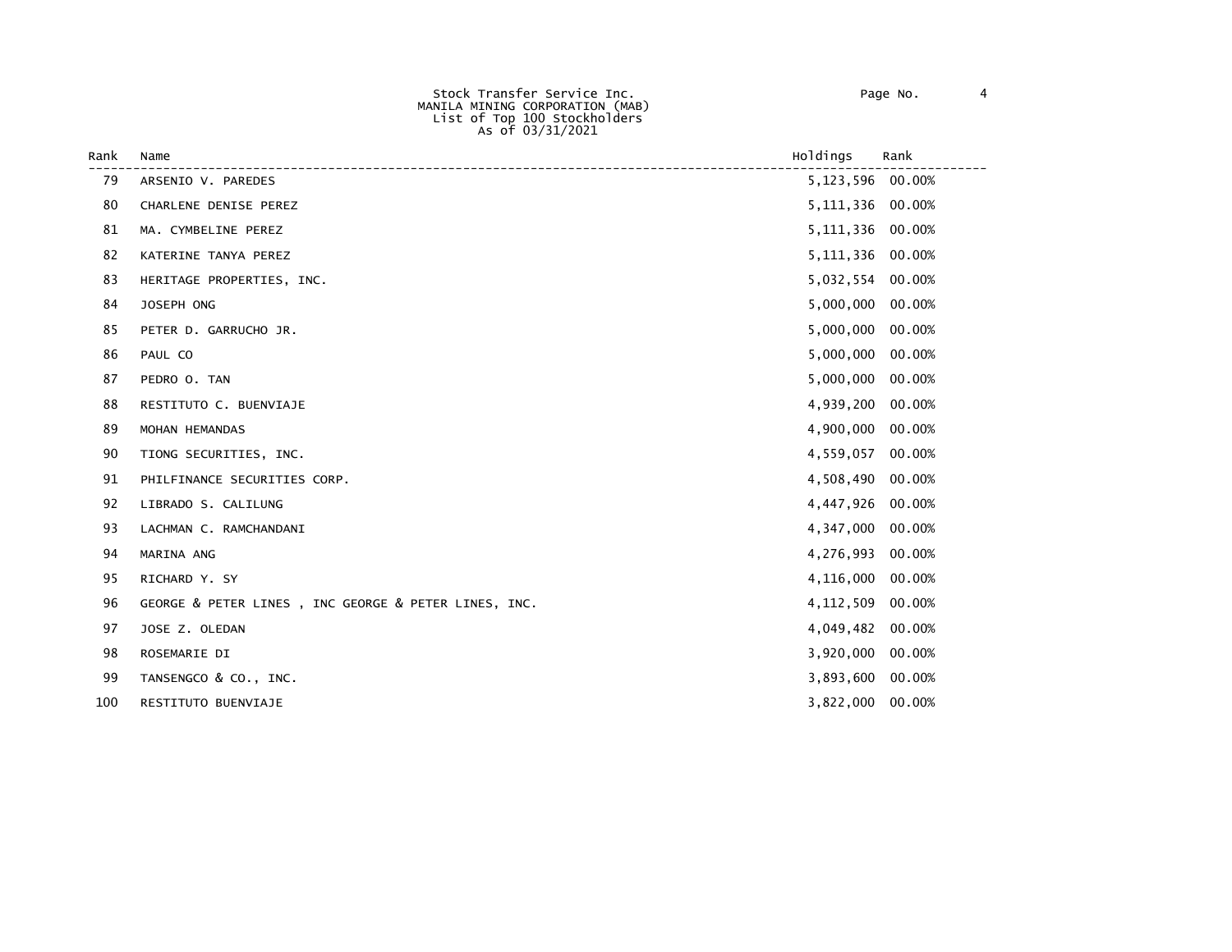Stock Transfer Service Inc.
MANILA MINING CORPORATION (MAB)
List of Top 100 Stockholders
As of 03/31/2021

| Rank | Name | Holdings | Rank |
|---|---|---|---|
| 79 | ARSENIO V. PAREDES | 5,123,596 | 00.00% |
| 80 | CHARLENE DENISE PEREZ | 5,111,336 | 00.00% |
| 81 | MA. CYMBELINE PEREZ | 5,111,336 | 00.00% |
| 82 | KATERINE TANYA PEREZ | 5,111,336 | 00.00% |
| 83 | HERITAGE PROPERTIES, INC. | 5,032,554 | 00.00% |
| 84 | JOSEPH ONG | 5,000,000 | 00.00% |
| 85 | PETER D. GARRUCHO JR. | 5,000,000 | 00.00% |
| 86 | PAUL CO | 5,000,000 | 00.00% |
| 87 | PEDRO O. TAN | 5,000,000 | 00.00% |
| 88 | RESTITUTO C. BUENVIAJE | 4,939,200 | 00.00% |
| 89 | MOHAN HEMANDAS | 4,900,000 | 00.00% |
| 90 | TIONG SECURITIES, INC. | 4,559,057 | 00.00% |
| 91 | PHILFINANCE SECURITIES CORP. | 4,508,490 | 00.00% |
| 92 | LIBRADO S. CALILUNG | 4,447,926 | 00.00% |
| 93 | LACHMAN C. RAMCHANDANI | 4,347,000 | 00.00% |
| 94 | MARINA ANG | 4,276,993 | 00.00% |
| 95 | RICHARD Y. SY | 4,116,000 | 00.00% |
| 96 | GEORGE & PETER LINES , INC GEORGE & PETER LINES, INC. | 4,112,509 | 00.00% |
| 97 | JOSE Z. OLEDAN | 4,049,482 | 00.00% |
| 98 | ROSEMARIE DI | 3,920,000 | 00.00% |
| 99 | TANSENGCO & CO., INC. | 3,893,600 | 00.00% |
| 100 | RESTITUTO BUENVIAJE | 3,822,000 | 00.00% |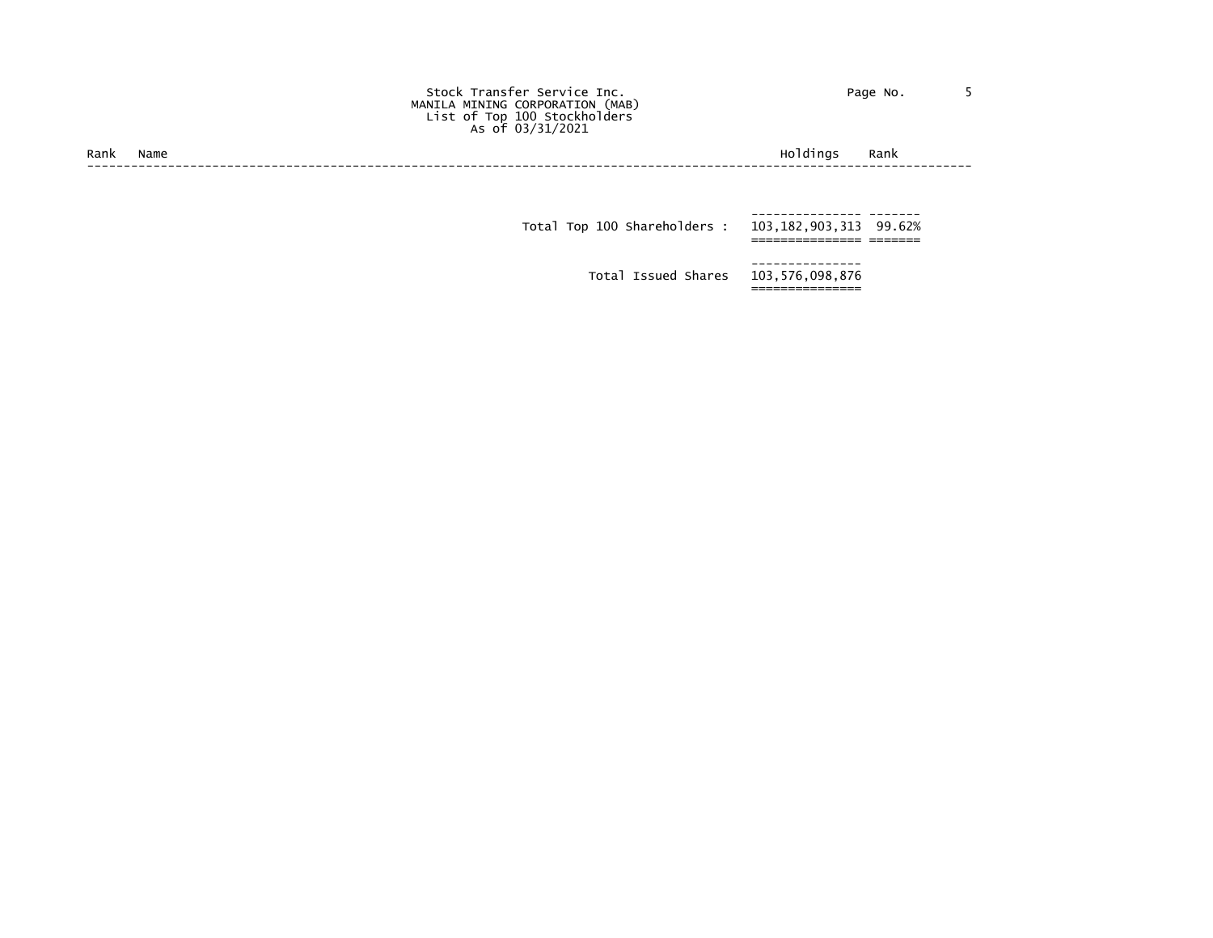Stock Transfer Service Inc.
MANILA MINING CORPORATION (MAB)
List of Top 100 Stockholders
As of 03/31/2021

| Rank | Name | Holdings | Rank |
|---|---|---|---|
| | Total Top 100 Shareholders : | 103,182,903,313 | 99.62% |
| | Total Issued Shares | 103,576,098,876 | |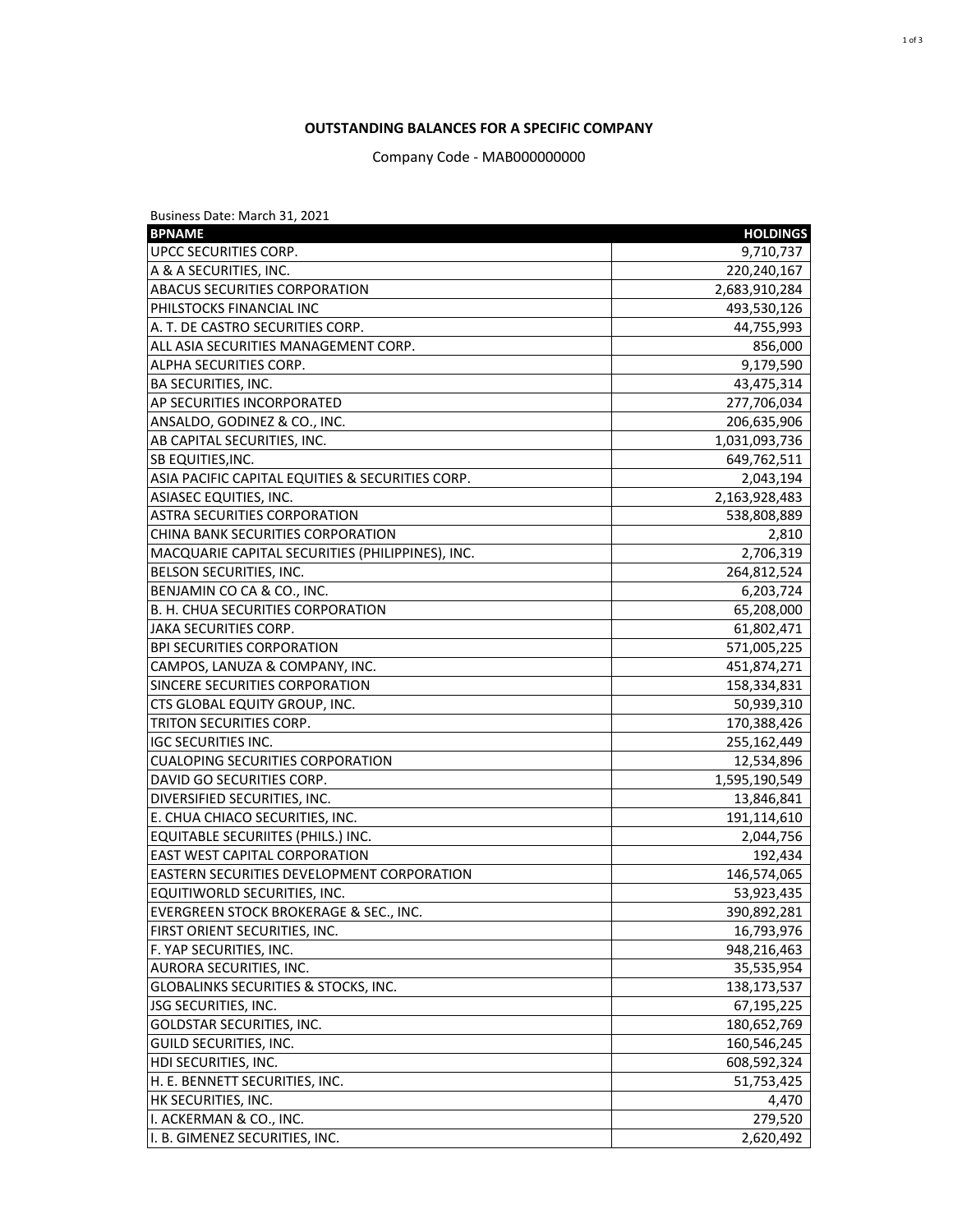**OUTSTANDING BALANCES FOR A SPECIFIC COMPANY**

Company Code - MAB000000000

Business Date: March 31, 2021

| BPNAME | HOLDINGS |
|---|---:|
| UPCC SECURITIES CORP. | 9,710,737 |
| A & A SECURITIES, INC. | 220,240,167 |
| ABACUS SECURITIES CORPORATION | 2,683,910,284 |
| PHILSTOCKS FINANCIAL INC | 493,530,126 |
| A. T. DE CASTRO SECURITIES CORP. | 44,755,993 |
| ALL ASIA SECURITIES MANAGEMENT CORP. | 856,000 |
| ALPHA SECURITIES CORP. | 9,179,590 |
| BA SECURITIES, INC. | 43,475,314 |
| AP SECURITIES INCORPORATED | 277,706,034 |
| ANSALDO, GODINEZ & CO., INC. | 206,635,906 |
| AB CAPITAL SECURITIES, INC. | 1,031,093,736 |
| SB EQUITIES,INC. | 649,762,511 |
| ASIA PACIFIC CAPITAL EQUITIES & SECURITIES CORP. | 2,043,194 |
| ASIASEC EQUITIES, INC. | 2,163,928,483 |
| ASTRA SECURITIES CORPORATION | 538,808,889 |
| CHINA BANK SECURITIES CORPORATION | 2,810 |
| MACQUARIE CAPITAL SECURITIES (PHILIPPINES), INC. | 2,706,319 |
| BELSON SECURITIES, INC. | 264,812,524 |
| BENJAMIN CO CA & CO., INC. | 6,203,724 |
| B. H. CHUA SECURITIES CORPORATION | 65,208,000 |
| JAKA SECURITIES CORP. | 61,802,471 |
| BPI SECURITIES CORPORATION | 571,005,225 |
| CAMPOS, LANUZA & COMPANY, INC. | 451,874,271 |
| SINCERE SECURITIES CORPORATION | 158,334,831 |
| CTS GLOBAL EQUITY GROUP, INC. | 50,939,310 |
| TRITON SECURITIES CORP. | 170,388,426 |
| IGC SECURITIES INC. | 255,162,449 |
| CUALOPING SECURITIES CORPORATION | 12,534,896 |
| DAVID GO SECURITIES CORP. | 1,595,190,549 |
| DIVERSIFIED SECURITIES, INC. | 13,846,841 |
| E. CHUA CHIACO SECURITIES, INC. | 191,114,610 |
| EQUITABLE SECURIITES (PHILS.) INC. | 2,044,756 |
| EAST WEST CAPITAL CORPORATION | 192,434 |
| EASTERN SECURITIES DEVELOPMENT CORPORATION | 146,574,065 |
| EQUITIWORLD SECURITIES, INC. | 53,923,435 |
| EVERGREEN STOCK BROKERAGE & SEC., INC. | 390,892,281 |
| FIRST ORIENT SECURITIES, INC. | 16,793,976 |
| F. YAP SECURITIES, INC. | 948,216,463 |
| AURORA SECURITIES, INC. | 35,535,954 |
| GLOBALINKS SECURITIES & STOCKS, INC. | 138,173,537 |
| JSG SECURITIES, INC. | 67,195,225 |
| GOLDSTAR SECURITIES, INC. | 180,652,769 |
| GUILD SECURITIES, INC. | 160,546,245 |
| HDI SECURITIES, INC. | 608,592,324 |
| H. E. BENNETT SECURITIES, INC. | 51,753,425 |
| HK SECURITIES, INC. | 4,470 |
| I. ACKERMAN & CO., INC. | 279,520 |
| I. B. GIMENEZ SECURITIES, INC. | 2,620,492 |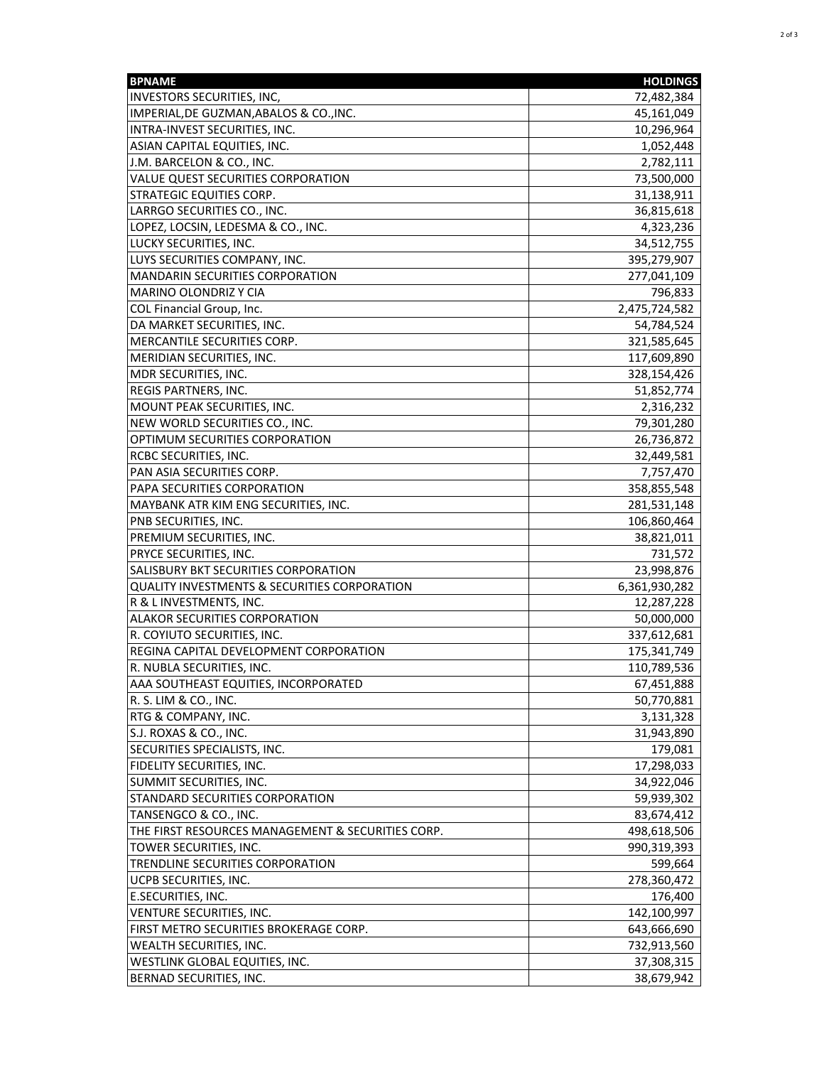| BPNAME | HOLDINGS |
| --- | ---: |
| INVESTORS SECURITIES, INC, | 72,482,384 |
| IMPERIAL,DE GUZMAN,ABALOS & CO.,INC. | 45,161,049 |
| INTRA-INVEST SECURITIES, INC. | 10,296,964 |
| ASIAN CAPITAL EQUITIES, INC. | 1,052,448 |
| J.M. BARCELON & CO., INC. | 2,782,111 |
| VALUE QUEST SECURITIES CORPORATION | 73,500,000 |
| STRATEGIC EQUITIES CORP. | 31,138,911 |
| LARRGO SECURITIES CO., INC. | 36,815,618 |
| LOPEZ, LOCSIN, LEDESMA & CO., INC. | 4,323,236 |
| LUCKY SECURITIES, INC. | 34,512,755 |
| LUYS SECURITIES COMPANY, INC. | 395,279,907 |
| MANDARIN SECURITIES CORPORATION | 277,041,109 |
| MARINO OLONDRIZ Y CIA | 796,833 |
| COL Financial Group, Inc. | 2,475,724,582 |
| DA MARKET SECURITIES, INC. | 54,784,524 |
| MERCANTILE SECURITIES CORP. | 321,585,645 |
| MERIDIAN SECURITIES, INC. | 117,609,890 |
| MDR SECURITIES, INC. | 328,154,426 |
| REGIS PARTNERS, INC. | 51,852,774 |
| MOUNT PEAK SECURITIES, INC. | 2,316,232 |
| NEW WORLD SECURITIES CO., INC. | 79,301,280 |
| OPTIMUM SECURITIES CORPORATION | 26,736,872 |
| RCBC SECURITIES, INC. | 32,449,581 |
| PAN ASIA SECURITIES CORP. | 7,757,470 |
| PAPA SECURITIES CORPORATION | 358,855,548 |
| MAYBANK ATR KIM ENG SECURITIES, INC. | 281,531,148 |
| PNB SECURITIES, INC. | 106,860,464 |
| PREMIUM SECURITIES, INC. | 38,821,011 |
| PRYCE SECURITIES, INC. | 731,572 |
| SALISBURY BKT SECURITIES CORPORATION | 23,998,876 |
| QUALITY INVESTMENTS & SECURITIES CORPORATION | 6,361,930,282 |
| R & L INVESTMENTS, INC. | 12,287,228 |
| ALAKOR SECURITIES CORPORATION | 50,000,000 |
| R. COYIUTO SECURITIES, INC. | 337,612,681 |
| REGINA CAPITAL DEVELOPMENT CORPORATION | 175,341,749 |
| R. NUBLA SECURITIES, INC. | 110,789,536 |
| AAA SOUTHEAST EQUITIES, INCORPORATED | 67,451,888 |
| R. S. LIM & CO., INC. | 50,770,881 |
| RTG & COMPANY, INC. | 3,131,328 |
| S.J. ROXAS & CO., INC. | 31,943,890 |
| SECURITIES SPECIALISTS, INC. | 179,081 |
| FIDELITY SECURITIES, INC. | 17,298,033 |
| SUMMIT SECURITIES, INC. | 34,922,046 |
| STANDARD SECURITIES CORPORATION | 59,939,302 |
| TANSENGCO & CO., INC. | 83,674,412 |
| THE FIRST RESOURCES MANAGEMENT & SECURITIES CORP. | 498,618,506 |
| TOWER SECURITIES, INC. | 990,319,393 |
| TRENDLINE SECURITIES CORPORATION | 599,664 |
| UCPB SECURITIES, INC. | 278,360,472 |
| E.SECURITIES, INC. | 176,400 |
| VENTURE SECURITIES, INC. | 142,100,997 |
| FIRST METRO SECURITIES BROKERAGE CORP. | 643,666,690 |
| WEALTH SECURITIES, INC. | 732,913,560 |
| WESTLINK GLOBAL EQUITIES, INC. | 37,308,315 |
| BERNAD SECURITIES, INC. | 38,679,942 |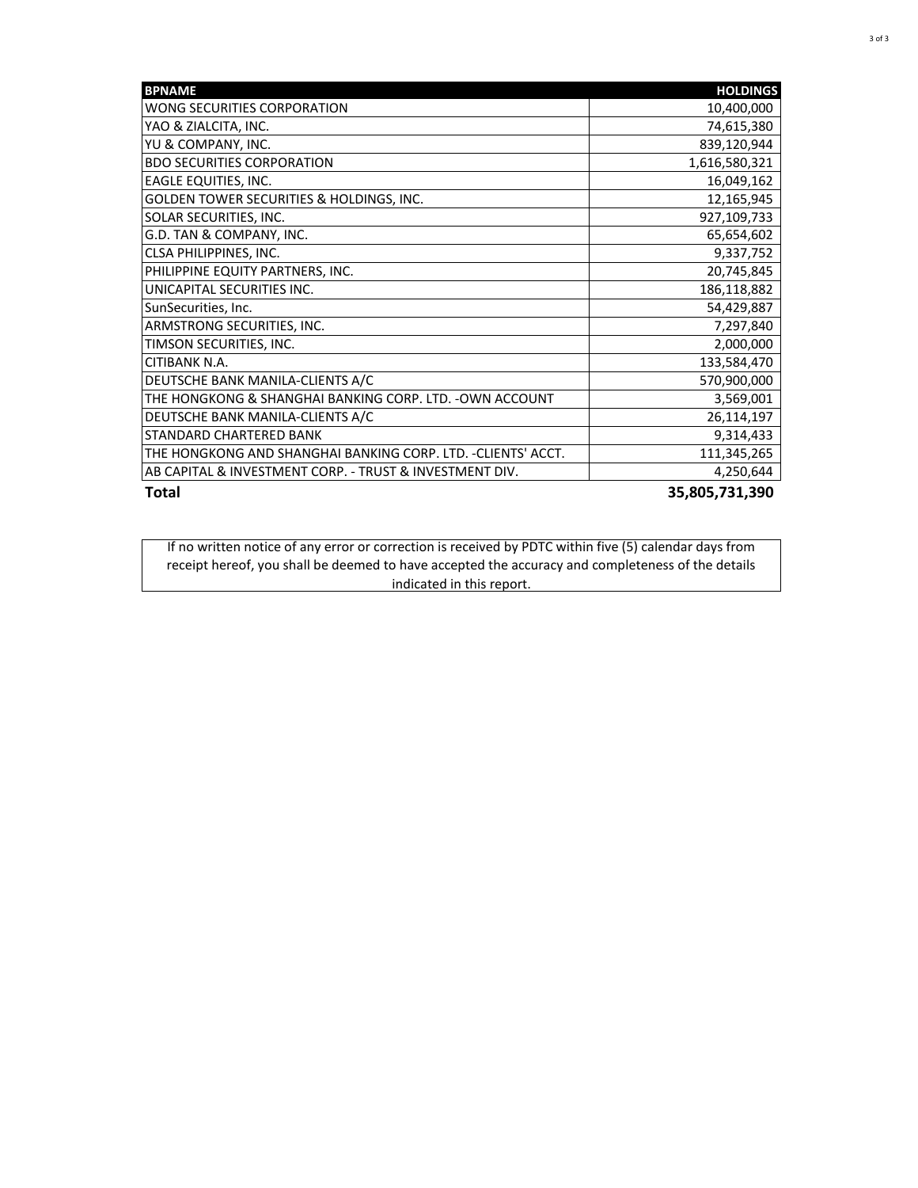| BPNAME | HOLDINGS |
|---|---|
| WONG SECURITIES CORPORATION | 10,400,000 |
| YAO & ZIALCITA, INC. | 74,615,380 |
| YU & COMPANY, INC. | 839,120,944 |
| BDO SECURITIES CORPORATION | 1,616,580,321 |
| EAGLE EQUITIES, INC. | 16,049,162 |
| GOLDEN TOWER SECURITIES & HOLDINGS, INC. | 12,165,945 |
| SOLAR SECURITIES, INC. | 927,109,733 |
| G.D. TAN & COMPANY, INC. | 65,654,602 |
| CLSA PHILIPPINES, INC. | 9,337,752 |
| PHILIPPINE EQUITY PARTNERS, INC. | 20,745,845 |
| UNICAPITAL SECURITIES INC. | 186,118,882 |
| SunSecurities, Inc. | 54,429,887 |
| ARMSTRONG SECURITIES, INC. | 7,297,840 |
| TIMSON SECURITIES, INC. | 2,000,000 |
| CITIBANK N.A. | 133,584,470 |
| DEUTSCHE BANK MANILA-CLIENTS A/C | 570,900,000 |
| THE HONGKONG & SHANGHAI BANKING CORP. LTD. -OWN ACCOUNT | 3,569,001 |
| DEUTSCHE BANK MANILA-CLIENTS A/C | 26,114,197 |
| STANDARD CHARTERED BANK | 9,314,433 |
| THE HONGKONG AND SHANGHAI BANKING CORP. LTD. -CLIENTS' ACCT. | 111,345,265 |
| AB CAPITAL & INVESTMENT CORP. - TRUST & INVESTMENT DIV. | 4,250,644 |
| **Total** | **35,805,731,390** |

If no written notice of any error or correction is received by PDTC within five (5) calendar days from receipt hereof, you shall be deemed to have accepted the accuracy and completeness of the details indicated in this report.